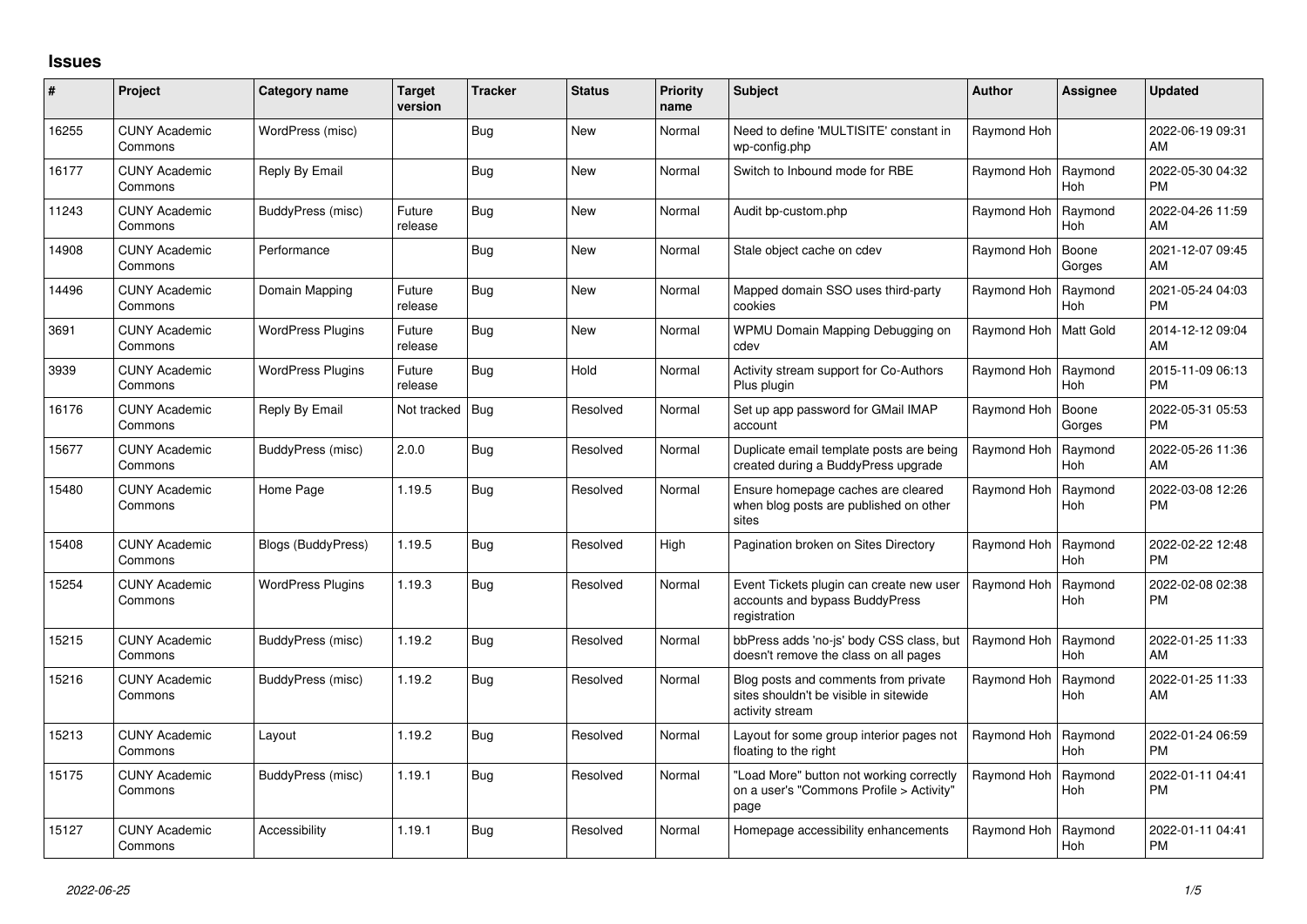# Issues

| # | Project | Category name | Target version | Tracker | Status | Priority name | Subject | Author | Assignee | Updated |
|---|---|---|---|---|---|---|---|---|---|---|
| 16255 | CUNY Academic Commons | WordPress (misc) | | Bug | New | Normal | Need to define 'MULTISITE' constant in wp-config.php | Raymond Hoh | | 2022-06-19 09:31 AM |
| 16177 | CUNY Academic Commons | Reply By Email | | Bug | New | Normal | Switch to Inbound mode for RBE | Raymond Hoh | Raymond Hoh | 2022-05-30 04:32 PM |
| 11243 | CUNY Academic Commons | BuddyPress (misc) | Future release | Bug | New | Normal | Audit bp-custom.php | Raymond Hoh | Raymond Hoh | 2022-04-26 11:59 AM |
| 14908 | CUNY Academic Commons | Performance | | Bug | New | Normal | Stale object cache on cdev | Raymond Hoh | Boone Gorges | 2021-12-07 09:45 AM |
| 14496 | CUNY Academic Commons | Domain Mapping | Future release | Bug | New | Normal | Mapped domain SSO uses third-party cookies | Raymond Hoh | Raymond Hoh | 2021-05-24 04:03 PM |
| 3691 | CUNY Academic Commons | WordPress Plugins | Future release | Bug | New | Normal | WPMU Domain Mapping Debugging on cdev | Raymond Hoh | Matt Gold | 2014-12-12 09:04 AM |
| 3939 | CUNY Academic Commons | WordPress Plugins | Future release | Bug | Hold | Normal | Activity stream support for Co-Authors Plus plugin | Raymond Hoh | Raymond Hoh | 2015-11-09 06:13 PM |
| 16176 | CUNY Academic Commons | Reply By Email | Not tracked | Bug | Resolved | Normal | Set up app password for GMail IMAP account | Raymond Hoh | Boone Gorges | 2022-05-31 05:53 PM |
| 15677 | CUNY Academic Commons | BuddyPress (misc) | 2.0.0 | Bug | Resolved | Normal | Duplicate email template posts are being created during a BuddyPress upgrade | Raymond Hoh | Raymond Hoh | 2022-05-26 11:36 AM |
| 15480 | CUNY Academic Commons | Home Page | 1.19.5 | Bug | Resolved | Normal | Ensure homepage caches are cleared when blog posts are published on other sites | Raymond Hoh | Raymond Hoh | 2022-03-08 12:26 PM |
| 15408 | CUNY Academic Commons | Blogs (BuddyPress) | 1.19.5 | Bug | Resolved | High | Pagination broken on Sites Directory | Raymond Hoh | Raymond Hoh | 2022-02-22 12:48 PM |
| 15254 | CUNY Academic Commons | WordPress Plugins | 1.19.3 | Bug | Resolved | Normal | Event Tickets plugin can create new user accounts and bypass BuddyPress registration | Raymond Hoh | Raymond Hoh | 2022-02-08 02:38 PM |
| 15215 | CUNY Academic Commons | BuddyPress (misc) | 1.19.2 | Bug | Resolved | Normal | bbPress adds 'no-js' body CSS class, but doesn't remove the class on all pages | Raymond Hoh | Raymond Hoh | 2022-01-25 11:33 AM |
| 15216 | CUNY Academic Commons | BuddyPress (misc) | 1.19.2 | Bug | Resolved | Normal | Blog posts and comments from private sites shouldn't be visible in sitewide activity stream | Raymond Hoh | Raymond Hoh | 2022-01-25 11:33 AM |
| 15213 | CUNY Academic Commons | Layout | 1.19.2 | Bug | Resolved | Normal | Layout for some group interior pages not floating to the right | Raymond Hoh | Raymond Hoh | 2022-01-24 06:59 PM |
| 15175 | CUNY Academic Commons | BuddyPress (misc) | 1.19.1 | Bug | Resolved | Normal | "Load More" button not working correctly on a user's "Commons Profile > Activity" page | Raymond Hoh | Raymond Hoh | 2022-01-11 04:41 PM |
| 15127 | CUNY Academic Commons | Accessibility | 1.19.1 | Bug | Resolved | Normal | Homepage accessibility enhancements | Raymond Hoh | Raymond Hoh | 2022-01-11 04:41 PM |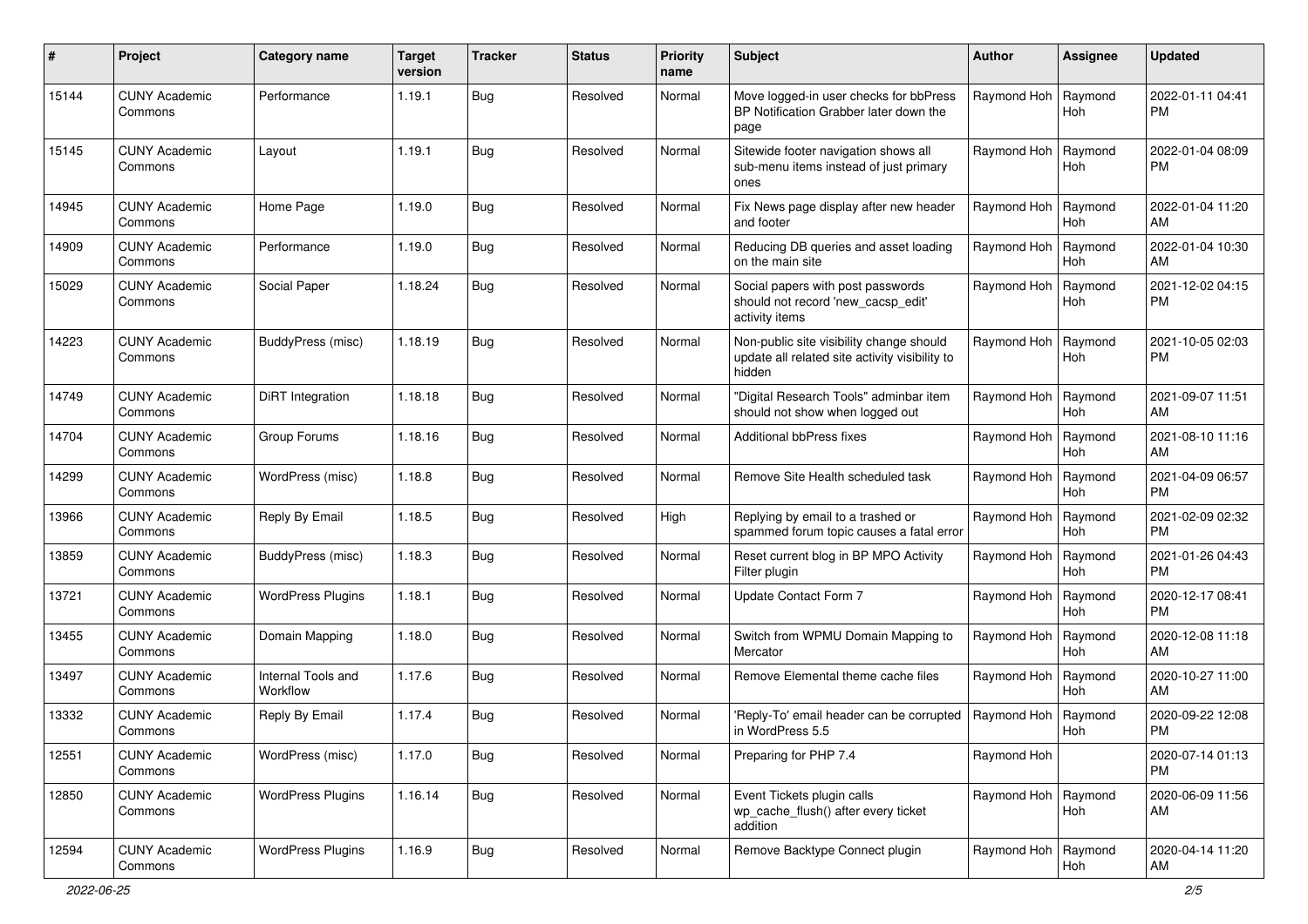| # | Project | Category name | Target version | Tracker | Status | Priority name | Subject | Author | Assignee | Updated |
|---|---|---|---|---|---|---|---|---|---|---|
| 15144 | CUNY Academic Commons | Performance | 1.19.1 | Bug | Resolved | Normal | Move logged-in user checks for bbPress BP Notification Grabber later down the page | Raymond Hoh | Raymond Hoh | 2022-01-11 04:41 PM |
| 15145 | CUNY Academic Commons | Layout | 1.19.1 | Bug | Resolved | Normal | Sitewide footer navigation shows all sub-menu items instead of just primary ones | Raymond Hoh | Raymond Hoh | 2022-01-04 08:09 PM |
| 14945 | CUNY Academic Commons | Home Page | 1.19.0 | Bug | Resolved | Normal | Fix News page display after new header and footer | Raymond Hoh | Raymond Hoh | 2022-01-04 11:20 AM |
| 14909 | CUNY Academic Commons | Performance | 1.19.0 | Bug | Resolved | Normal | Reducing DB queries and asset loading on the main site | Raymond Hoh | Raymond Hoh | 2022-01-04 10:30 AM |
| 15029 | CUNY Academic Commons | Social Paper | 1.18.24 | Bug | Resolved | Normal | Social papers with post passwords should not record 'new_cacsp_edit' activity items | Raymond Hoh | Raymond Hoh | 2021-12-02 04:15 PM |
| 14223 | CUNY Academic Commons | BuddyPress (misc) | 1.18.19 | Bug | Resolved | Normal | Non-public site visibility change should update all related site activity visibility to hidden | Raymond Hoh | Raymond Hoh | 2021-10-05 02:03 PM |
| 14749 | CUNY Academic Commons | DiRT Integration | 1.18.18 | Bug | Resolved | Normal | "Digital Research Tools" adminbar item should not show when logged out | Raymond Hoh | Raymond Hoh | 2021-09-07 11:51 AM |
| 14704 | CUNY Academic Commons | Group Forums | 1.18.16 | Bug | Resolved | Normal | Additional bbPress fixes | Raymond Hoh | Raymond Hoh | 2021-08-10 11:16 AM |
| 14299 | CUNY Academic Commons | WordPress (misc) | 1.18.8 | Bug | Resolved | Normal | Remove Site Health scheduled task | Raymond Hoh | Raymond Hoh | 2021-04-09 06:57 PM |
| 13966 | CUNY Academic Commons | Reply By Email | 1.18.5 | Bug | Resolved | High | Replying by email to a trashed or spammed forum topic causes a fatal error | Raymond Hoh | Raymond Hoh | 2021-02-09 02:32 PM |
| 13859 | CUNY Academic Commons | BuddyPress (misc) | 1.18.3 | Bug | Resolved | Normal | Reset current blog in BP MPO Activity Filter plugin | Raymond Hoh | Raymond Hoh | 2021-01-26 04:43 PM |
| 13721 | CUNY Academic Commons | WordPress Plugins | 1.18.1 | Bug | Resolved | Normal | Update Contact Form 7 | Raymond Hoh | Raymond Hoh | 2020-12-17 08:41 PM |
| 13455 | CUNY Academic Commons | Domain Mapping | 1.18.0 | Bug | Resolved | Normal | Switch from WPMU Domain Mapping to Mercator | Raymond Hoh | Raymond Hoh | 2020-12-08 11:18 AM |
| 13497 | CUNY Academic Commons | Internal Tools and Workflow | 1.17.6 | Bug | Resolved | Normal | Remove Elemental theme cache files | Raymond Hoh | Raymond Hoh | 2020-10-27 11:00 AM |
| 13332 | CUNY Academic Commons | Reply By Email | 1.17.4 | Bug | Resolved | Normal | 'Reply-To' email header can be corrupted in WordPress 5.5 | Raymond Hoh | Raymond Hoh | 2020-09-22 12:08 PM |
| 12551 | CUNY Academic Commons | WordPress (misc) | 1.17.0 | Bug | Resolved | Normal | Preparing for PHP 7.4 | Raymond Hoh | | 2020-07-14 01:13 PM |
| 12850 | CUNY Academic Commons | WordPress Plugins | 1.16.14 | Bug | Resolved | Normal | Event Tickets plugin calls wp_cache_flush() after every ticket addition | Raymond Hoh | Raymond Hoh | 2020-06-09 11:56 AM |
| 12594 | CUNY Academic Commons | WordPress Plugins | 1.16.9 | Bug | Resolved | Normal | Remove Backtype Connect plugin | Raymond Hoh | Raymond Hoh | 2020-04-14 11:20 AM |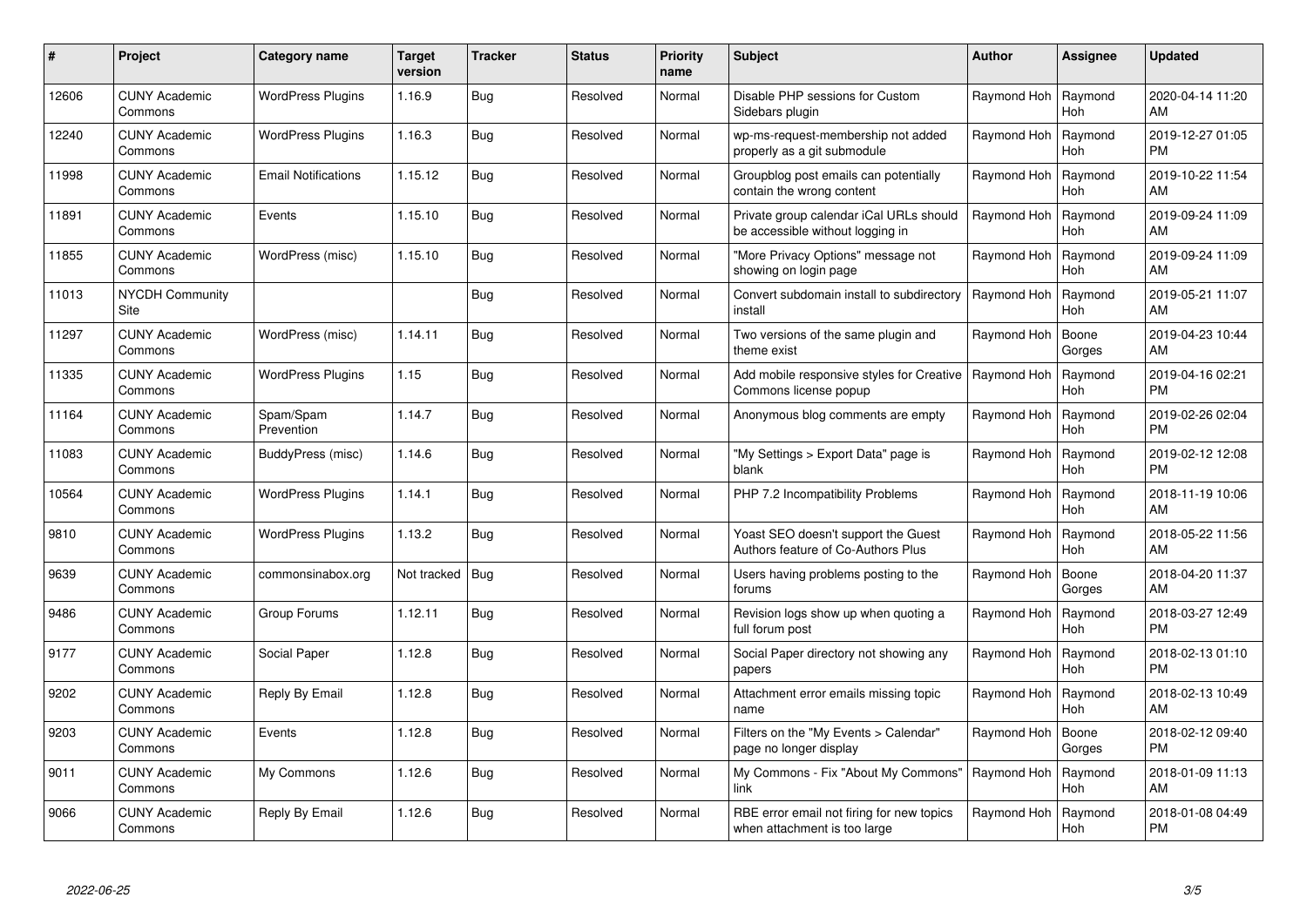| # | Project | Category name | Target version | Tracker | Status | Priority name | Subject | Author | Assignee | Updated |
|---|---|---|---|---|---|---|---|---|---|---|
| 12606 | CUNY Academic Commons | WordPress Plugins | 1.16.9 | Bug | Resolved | Normal | Disable PHP sessions for Custom Sidebars plugin | Raymond Hoh | Raymond Hoh | 2020-04-14 11:20 AM |
| 12240 | CUNY Academic Commons | WordPress Plugins | 1.16.3 | Bug | Resolved | Normal | wp-ms-request-membership not added properly as a git submodule | Raymond Hoh | Raymond Hoh | 2019-12-27 01:05 PM |
| 11998 | CUNY Academic Commons | Email Notifications | 1.15.12 | Bug | Resolved | Normal | Groupblog post emails can potentially contain the wrong content | Raymond Hoh | Raymond Hoh | 2019-10-22 11:54 AM |
| 11891 | CUNY Academic Commons | Events | 1.15.10 | Bug | Resolved | Normal | Private group calendar iCal URLs should be accessible without logging in | Raymond Hoh | Raymond Hoh | 2019-09-24 11:09 AM |
| 11855 | CUNY Academic Commons | WordPress (misc) | 1.15.10 | Bug | Resolved | Normal | "More Privacy Options" message not showing on login page | Raymond Hoh | Raymond Hoh | 2019-09-24 11:09 AM |
| 11013 | NYCDH Community Site | | | Bug | Resolved | Normal | Convert subdomain install to subdirectory install | Raymond Hoh | Raymond Hoh | 2019-05-21 11:07 AM |
| 11297 | CUNY Academic Commons | WordPress (misc) | 1.14.11 | Bug | Resolved | Normal | Two versions of the same plugin and theme exist | Raymond Hoh | Boone Gorges | 2019-04-23 10:44 AM |
| 11335 | CUNY Academic Commons | WordPress Plugins | 1.15 | Bug | Resolved | Normal | Add mobile responsive styles for Creative Commons license popup | Raymond Hoh | Raymond Hoh | 2019-04-16 02:21 PM |
| 11164 | CUNY Academic Commons | Spam/Spam Prevention | 1.14.7 | Bug | Resolved | Normal | Anonymous blog comments are empty | Raymond Hoh | Raymond Hoh | 2019-02-26 02:04 PM |
| 11083 | CUNY Academic Commons | BuddyPress (misc) | 1.14.6 | Bug | Resolved | Normal | "My Settings > Export Data" page is blank | Raymond Hoh | Raymond Hoh | 2019-02-12 12:08 PM |
| 10564 | CUNY Academic Commons | WordPress Plugins | 1.14.1 | Bug | Resolved | Normal | PHP 7.2 Incompatibility Problems | Raymond Hoh | Raymond Hoh | 2018-11-19 10:06 AM |
| 9810 | CUNY Academic Commons | WordPress Plugins | 1.13.2 | Bug | Resolved | Normal | Yoast SEO doesn't support the Guest Authors feature of Co-Authors Plus | Raymond Hoh | Raymond Hoh | 2018-05-22 11:56 AM |
| 9639 | CUNY Academic Commons | commonsinabox.org | Not tracked | Bug | Resolved | Normal | Users having problems posting to the forums | Raymond Hoh | Boone Gorges | 2018-04-20 11:37 AM |
| 9486 | CUNY Academic Commons | Group Forums | 1.12.11 | Bug | Resolved | Normal | Revision logs show up when quoting a full forum post | Raymond Hoh | Raymond Hoh | 2018-03-27 12:49 PM |
| 9177 | CUNY Academic Commons | Social Paper | 1.12.8 | Bug | Resolved | Normal | Social Paper directory not showing any papers | Raymond Hoh | Raymond Hoh | 2018-02-13 01:10 PM |
| 9202 | CUNY Academic Commons | Reply By Email | 1.12.8 | Bug | Resolved | Normal | Attachment error emails missing topic name | Raymond Hoh | Raymond Hoh | 2018-02-13 10:49 AM |
| 9203 | CUNY Academic Commons | Events | 1.12.8 | Bug | Resolved | Normal | Filters on the "My Events > Calendar" page no longer display | Raymond Hoh | Boone Gorges | 2018-02-12 09:40 PM |
| 9011 | CUNY Academic Commons | My Commons | 1.12.6 | Bug | Resolved | Normal | My Commons - Fix "About My Commons" link | Raymond Hoh | Raymond Hoh | 2018-01-09 11:13 AM |
| 9066 | CUNY Academic Commons | Reply By Email | 1.12.6 | Bug | Resolved | Normal | RBE error email not firing for new topics when attachment is too large | Raymond Hoh | Raymond Hoh | 2018-01-08 04:49 PM |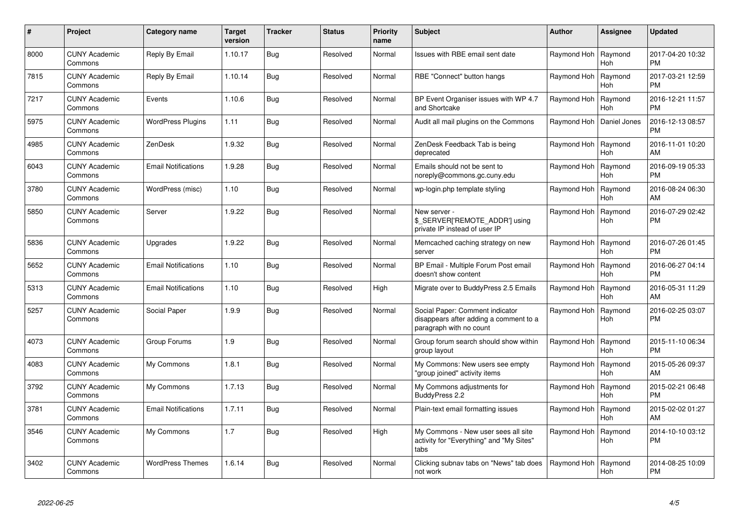| # | Project | Category name | Target version | Tracker | Status | Priority name | Subject | Author | Assignee | Updated |
|---|---|---|---|---|---|---|---|---|---|---|
| 8000 | CUNY Academic Commons | Reply By Email | 1.10.17 | Bug | Resolved | Normal | Issues with RBE email sent date | Raymond Hoh | Raymond Hoh | 2017-04-20 10:32 PM |
| 7815 | CUNY Academic Commons | Reply By Email | 1.10.14 | Bug | Resolved | Normal | RBE "Connect" button hangs | Raymond Hoh | Raymond Hoh | 2017-03-21 12:59 PM |
| 7217 | CUNY Academic Commons | Events | 1.10.6 | Bug | Resolved | Normal | BP Event Organiser issues with WP 4.7 and Shortcake | Raymond Hoh | Raymond Hoh | 2016-12-21 11:57 PM |
| 5975 | CUNY Academic Commons | WordPress Plugins | 1.11 | Bug | Resolved | Normal | Audit all mail plugins on the Commons | Raymond Hoh | Daniel Jones | 2016-12-13 08:57 PM |
| 4985 | CUNY Academic Commons | ZenDesk | 1.9.32 | Bug | Resolved | Normal | ZenDesk Feedback Tab is being deprecated | Raymond Hoh | Raymond Hoh | 2016-11-01 10:20 AM |
| 6043 | CUNY Academic Commons | Email Notifications | 1.9.28 | Bug | Resolved | Normal | Emails should not be sent to noreply@commons.gc.cuny.edu | Raymond Hoh | Raymond Hoh | 2016-09-19 05:33 PM |
| 3780 | CUNY Academic Commons | WordPress (misc) | 1.10 | Bug | Resolved | Normal | wp-login.php template styling | Raymond Hoh | Raymond Hoh | 2016-08-24 06:30 AM |
| 5850 | CUNY Academic Commons | Server | 1.9.22 | Bug | Resolved | Normal | New server - $_SERVER['REMOTE_ADDR'] using private IP instead of user IP | Raymond Hoh | Raymond Hoh | 2016-07-29 02:42 PM |
| 5836 | CUNY Academic Commons | Upgrades | 1.9.22 | Bug | Resolved | Normal | Memcached caching strategy on new server | Raymond Hoh | Raymond Hoh | 2016-07-26 01:45 PM |
| 5652 | CUNY Academic Commons | Email Notifications | 1.10 | Bug | Resolved | Normal | BP Email - Multiple Forum Post email doesn't show content | Raymond Hoh | Raymond Hoh | 2016-06-27 04:14 PM |
| 5313 | CUNY Academic Commons | Email Notifications | 1.10 | Bug | Resolved | High | Migrate over to BuddyPress 2.5 Emails | Raymond Hoh | Raymond Hoh | 2016-05-31 11:29 AM |
| 5257 | CUNY Academic Commons | Social Paper | 1.9.9 | Bug | Resolved | Normal | Social Paper: Comment indicator disappears after adding a comment to a paragraph with no count | Raymond Hoh | Raymond Hoh | 2016-02-25 03:07 PM |
| 4073 | CUNY Academic Commons | Group Forums | 1.9 | Bug | Resolved | Normal | Group forum search should show within group layout | Raymond Hoh | Raymond Hoh | 2015-11-10 06:34 PM |
| 4083 | CUNY Academic Commons | My Commons | 1.8.1 | Bug | Resolved | Normal | My Commons: New users see empty "group joined" activity items | Raymond Hoh | Raymond Hoh | 2015-05-26 09:37 AM |
| 3792 | CUNY Academic Commons | My Commons | 1.7.13 | Bug | Resolved | Normal | My Commons adjustments for BuddyPress 2.2 | Raymond Hoh | Raymond Hoh | 2015-02-21 06:48 PM |
| 3781 | CUNY Academic Commons | Email Notifications | 1.7.11 | Bug | Resolved | Normal | Plain-text email formatting issues | Raymond Hoh | Raymond Hoh | 2015-02-02 01:27 AM |
| 3546 | CUNY Academic Commons | My Commons | 1.7 | Bug | Resolved | High | My Commons - New user sees all site activity for "Everything" and "My Sites" tabs | Raymond Hoh | Raymond Hoh | 2014-10-10 03:12 PM |
| 3402 | CUNY Academic Commons | WordPress Themes | 1.6.14 | Bug | Resolved | Normal | Clicking subnav tabs on "News" tab does not work | Raymond Hoh | Raymond Hoh | 2014-08-25 10:09 PM |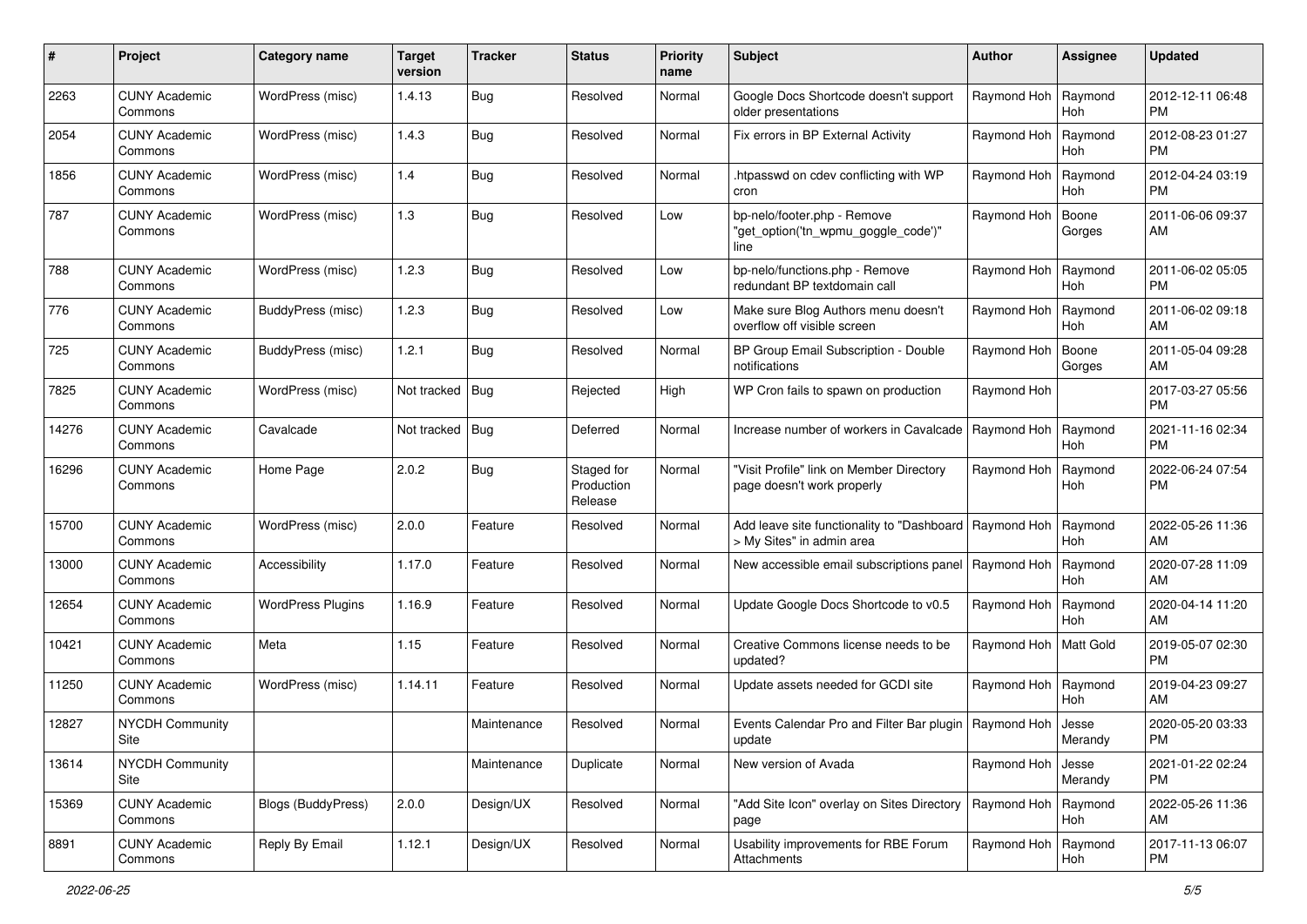| # | Project | Category name | Target version | Tracker | Status | Priority name | Subject | Author | Assignee | Updated |
|---|---|---|---|---|---|---|---|---|---|---|
| 2263 | CUNY Academic Commons | WordPress (misc) | 1.4.13 | Bug | Resolved | Normal | Google Docs Shortcode doesn't support older presentations | Raymond Hoh | Raymond Hoh | 2012-12-11 06:48 PM |
| 2054 | CUNY Academic Commons | WordPress (misc) | 1.4.3 | Bug | Resolved | Normal | Fix errors in BP External Activity | Raymond Hoh | Raymond Hoh | 2012-08-23 01:27 PM |
| 1856 | CUNY Academic Commons | WordPress (misc) | 1.4 | Bug | Resolved | Normal | .htpasswd on cdev conflicting with WP cron | Raymond Hoh | Raymond Hoh | 2012-04-24 03:19 PM |
| 787 | CUNY Academic Commons | WordPress (misc) | 1.3 | Bug | Resolved | Low | bp-nelo/footer.php - Remove "get_option('tn_wpmu_goggle_code')" line | Raymond Hoh | Boone Gorges | 2011-06-06 09:37 AM |
| 788 | CUNY Academic Commons | WordPress (misc) | 1.2.3 | Bug | Resolved | Low | bp-nelo/functions.php - Remove redundant BP textdomain call | Raymond Hoh | Raymond Hoh | 2011-06-02 05:05 PM |
| 776 | CUNY Academic Commons | BuddyPress (misc) | 1.2.3 | Bug | Resolved | Low | Make sure Blog Authors menu doesn't overflow off visible screen | Raymond Hoh | Raymond Hoh | 2011-06-02 09:18 AM |
| 725 | CUNY Academic Commons | BuddyPress (misc) | 1.2.1 | Bug | Resolved | Normal | BP Group Email Subscription - Double notifications | Raymond Hoh | Boone Gorges | 2011-05-04 09:28 AM |
| 7825 | CUNY Academic Commons | WordPress (misc) | Not tracked | Bug | Rejected | High | WP Cron fails to spawn on production | Raymond Hoh | | 2017-03-27 05:56 PM |
| 14276 | CUNY Academic Commons | Cavalcade | Not tracked | Bug | Deferred | Normal | Increase number of workers in Cavalcade | Raymond Hoh | Raymond Hoh | 2021-11-16 02:34 PM |
| 16296 | CUNY Academic Commons | Home Page | 2.0.2 | Bug | Staged for Production Release | Normal | "Visit Profile" link on Member Directory page doesn't work properly | Raymond Hoh | Raymond Hoh | 2022-06-24 07:54 PM |
| 15700 | CUNY Academic Commons | WordPress (misc) | 2.0.0 | Feature | Resolved | Normal | Add leave site functionality to "Dashboard > My Sites" in admin area | Raymond Hoh | Raymond Hoh | 2022-05-26 11:36 AM |
| 13000 | CUNY Academic Commons | Accessibility | 1.17.0 | Feature | Resolved | Normal | New accessible email subscriptions panel | Raymond Hoh | Raymond Hoh | 2020-07-28 11:09 AM |
| 12654 | CUNY Academic Commons | WordPress Plugins | 1.16.9 | Feature | Resolved | Normal | Update Google Docs Shortcode to v0.5 | Raymond Hoh | Raymond Hoh | 2020-04-14 11:20 AM |
| 10421 | CUNY Academic Commons | Meta | 1.15 | Feature | Resolved | Normal | Creative Commons license needs to be updated? | Raymond Hoh | Matt Gold | 2019-05-07 02:30 PM |
| 11250 | CUNY Academic Commons | WordPress (misc) | 1.14.11 | Feature | Resolved | Normal | Update assets needed for GCDI site | Raymond Hoh | Raymond Hoh | 2019-04-23 09:27 AM |
| 12827 | NYCDH Community Site | | | Maintenance | Resolved | Normal | Events Calendar Pro and Filter Bar plugin update | Raymond Hoh | Jesse Merandy | 2020-05-20 03:33 PM |
| 13614 | NYCDH Community Site | | | Maintenance | Duplicate | Normal | New version of Avada | Raymond Hoh | Jesse Merandy | 2021-01-22 02:24 PM |
| 15369 | CUNY Academic Commons | Blogs (BuddyPress) | 2.0.0 | Design/UX | Resolved | Normal | "Add Site Icon" overlay on Sites Directory page | Raymond Hoh | Raymond Hoh | 2022-05-26 11:36 AM |
| 8891 | CUNY Academic Commons | Reply By Email | 1.12.1 | Design/UX | Resolved | Normal | Usability improvements for RBE Forum Attachments | Raymond Hoh | Raymond Hoh | 2017-11-13 06:07 PM |